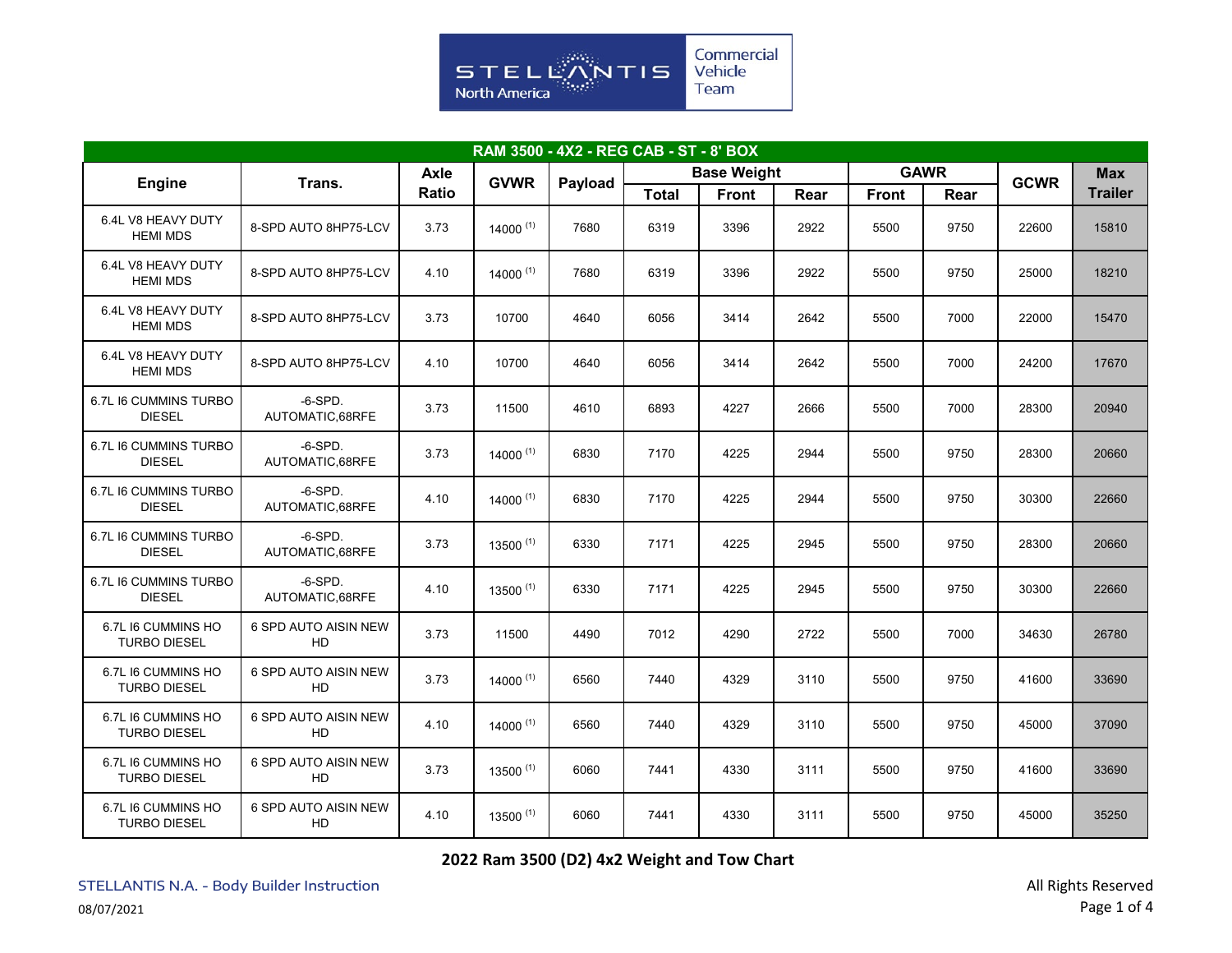Commercial Vehicle Team

STELLANTIS North America

| RAM 3500 - 4X2 - REG CAB - ST - 8' BOX | | | | | | | | | | | |
|---|---|---|---|---|---|---|---|---|---|---|---|
| Engine | Trans. | Axle Ratio | GVWR | Payload | Base Weight | | | GAWR | | GCWR | Max Trailer |
| | | | | | Total | Front | Rear | Front | Rear | | |
| 6.4L V8 HEAVY DUTY HEMI MDS | 8-SPD AUTO 8HP75-LCV | 3.73 | 14000 (1) | 7680 | 6319 | 3396 | 2922 | 5500 | 9750 | 22600 | 15810 |
| 6.4L V8 HEAVY DUTY HEMI MDS | 8-SPD AUTO 8HP75-LCV | 4.10 | 14000 (1) | 7680 | 6319 | 3396 | 2922 | 5500 | 9750 | 25000 | 18210 |
| 6.4L V8 HEAVY DUTY HEMI MDS | 8-SPD AUTO 8HP75-LCV | 3.73 | 10700 | 4640 | 6056 | 3414 | 2642 | 5500 | 7000 | 22000 | 15470 |
| 6.4L V8 HEAVY DUTY HEMI MDS | 8-SPD AUTO 8HP75-LCV | 4.10 | 10700 | 4640 | 6056 | 3414 | 2642 | 5500 | 7000 | 24200 | 17670 |
| 6.7L I6 CUMMINS TURBO DIESEL | -6-SPD. AUTOMATIC,68RFE | 3.73 | 11500 | 4610 | 6893 | 4227 | 2666 | 5500 | 7000 | 28300 | 20940 |
| 6.7L I6 CUMMINS TURBO DIESEL | -6-SPD. AUTOMATIC,68RFE | 3.73 | 14000 (1) | 6830 | 7170 | 4225 | 2944 | 5500 | 9750 | 28300 | 20660 |
| 6.7L I6 CUMMINS TURBO DIESEL | -6-SPD. AUTOMATIC,68RFE | 4.10 | 14000 (1) | 6830 | 7170 | 4225 | 2944 | 5500 | 9750 | 30300 | 22660 |
| 6.7L I6 CUMMINS TURBO DIESEL | -6-SPD. AUTOMATIC,68RFE | 3.73 | 13500 (1) | 6330 | 7171 | 4225 | 2945 | 5500 | 9750 | 28300 | 20660 |
| 6.7L I6 CUMMINS TURBO DIESEL | -6-SPD. AUTOMATIC,68RFE | 4.10 | 13500 (1) | 6330 | 7171 | 4225 | 2945 | 5500 | 9750 | 30300 | 22660 |
| 6.7L I6 CUMMINS HO TURBO DIESEL | 6 SPD AUTO AISIN NEW HD | 3.73 | 11500 | 4490 | 7012 | 4290 | 2722 | 5500 | 7000 | 34630 | 26780 |
| 6.7L I6 CUMMINS HO TURBO DIESEL | 6 SPD AUTO AISIN NEW HD | 3.73 | 14000 (1) | 6560 | 7440 | 4329 | 3110 | 5500 | 9750 | 41600 | 33690 |
| 6.7L I6 CUMMINS HO TURBO DIESEL | 6 SPD AUTO AISIN NEW HD | 4.10 | 14000 (1) | 6560 | 7440 | 4329 | 3110 | 5500 | 9750 | 45000 | 37090 |
| 6.7L I6 CUMMINS HO TURBO DIESEL | 6 SPD AUTO AISIN NEW HD | 3.73 | 13500 (1) | 6060 | 7441 | 4330 | 3111 | 5500 | 9750 | 41600 | 33690 |
| 6.7L I6 CUMMINS HO TURBO DIESEL | 6 SPD AUTO AISIN NEW HD | 4.10 | 13500 (1) | 6060 | 7441 | 4330 | 3111 | 5500 | 9750 | 45000 | 35250 |

**2022 Ram 3500 (D2) 4x2 Weight and Tow Chart**

STELLANTIS N.A. - Body Builder Instruction

08/07/2021

All Rights Reserved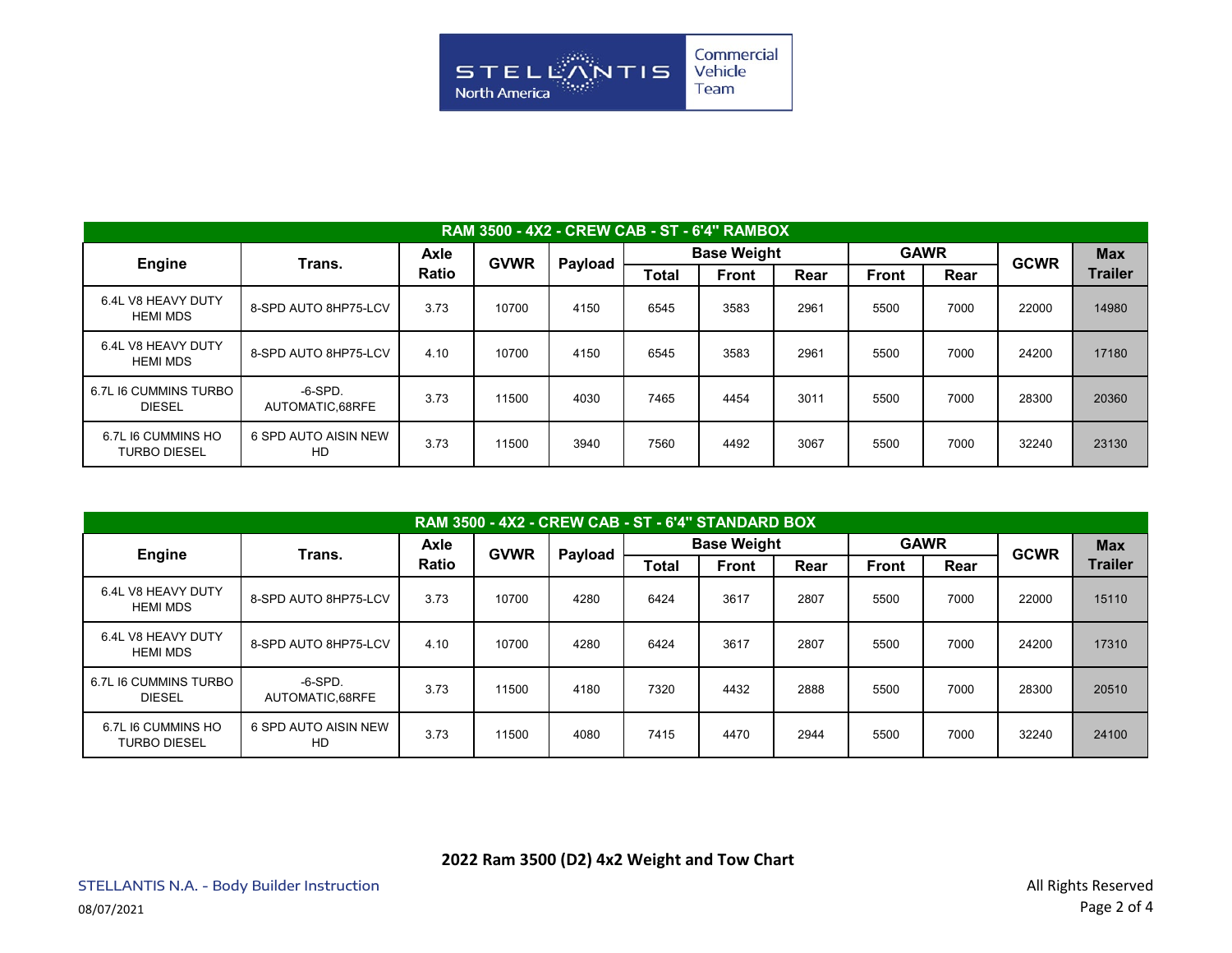| RAM 3500 - 4X2 - CREW CAB - ST - 6'4" RAMBOX | | | | | | | | | | | |
|---|---|---|---|---|---|---|---|---|---|---|---|
| Engine | Trans. | Axle Ratio | GVWR | Payload | Base Weight | | | GAWR | | GCWR | Max Trailer |
| | | | | | Total | Front | Rear | Front | Rear | | |
| 6.4L V8 HEAVY DUTY HEMI MDS | 8-SPD AUTO 8HP75-LCV | 3.73 | 10700 | 4150 | 6545 | 3583 | 2961 | 5500 | 7000 | 22000 | 14980 |
| 6.4L V8 HEAVY DUTY HEMI MDS | 8-SPD AUTO 8HP75-LCV | 4.10 | 10700 | 4150 | 6545 | 3583 | 2961 | 5500 | 7000 | 24200 | 17180 |
| 6.7L I6 CUMMINS TURBO DIESEL | -6-SPD. AUTOMATIC,68RFE | 3.73 | 11500 | 4030 | 7465 | 4454 | 3011 | 5500 | 7000 | 28300 | 20360 |
| 6.7L I6 CUMMINS HO TURBO DIESEL | 6 SPD AUTO AISIN NEW HD | 3.73 | 11500 | 3940 | 7560 | 4492 | 3067 | 5500 | 7000 | 32240 | 23130 |

| RAM 3500 - 4X2 - CREW CAB - ST - 6'4" STANDARD BOX | | | | | | | | | | | |
|---|---|---|---|---|---|---|---|---|---|---|---|
| Engine | Trans. | Axle Ratio | GVWR | Payload | Base Weight | | | GAWR | | GCWR | Max Trailer |
| | | | | | Total | Front | Rear | Front | Rear | | |
| 6.4L V8 HEAVY DUTY HEMI MDS | 8-SPD AUTO 8HP75-LCV | 3.73 | 10700 | 4280 | 6424 | 3617 | 2807 | 5500 | 7000 | 22000 | 15110 |
| 6.4L V8 HEAVY DUTY HEMI MDS | 8-SPD AUTO 8HP75-LCV | 4.10 | 10700 | 4280 | 6424 | 3617 | 2807 | 5500 | 7000 | 24200 | 17310 |
| 6.7L I6 CUMMINS TURBO DIESEL | -6-SPD. AUTOMATIC,68RFE | 3.73 | 11500 | 4180 | 7320 | 4432 | 2888 | 5500 | 7000 | 28300 | 20510 |
| 6.7L I6 CUMMINS HO TURBO DIESEL | 6 SPD AUTO AISIN NEW HD | 3.73 | 11500 | 4080 | 7415 | 4470 | 2944 | 5500 | 7000 | 32240 | 24100 |

**2022 Ram 3500 (D2) 4x2 Weight and Tow Chart**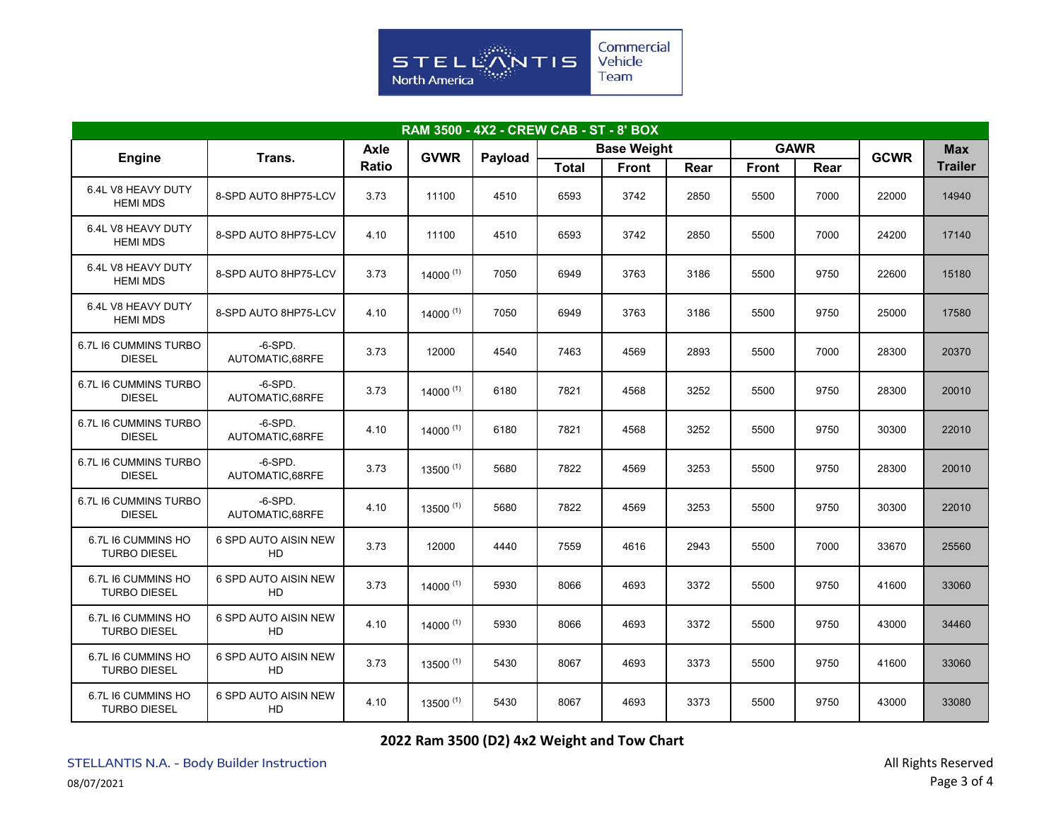Commercial Vehicle Team

| RAM 3500 - 4X2 - CREW CAB - ST - 8' BOX | | | | | | | | | | | |
|---|---|---|---|---|---|---|---|---|---|---|---|
| Engine | Trans. | Axle Ratio | GVWR | Payload | Base Weight | | | GAWR | | GCWR | Max Trailer |
| | | | | | Total | Front | Rear | Front | Rear | | |
| 6.4L V8 HEAVY DUTY HEMI MDS | 8-SPD AUTO 8HP75-LCV | 3.73 | 11100 | 4510 | 6593 | 3742 | 2850 | 5500 | 7000 | 22000 | 14940 |
| 6.4L V8 HEAVY DUTY HEMI MDS | 8-SPD AUTO 8HP75-LCV | 4.10 | 11100 | 4510 | 6593 | 3742 | 2850 | 5500 | 7000 | 24200 | 17140 |
| 6.4L V8 HEAVY DUTY HEMI MDS | 8-SPD AUTO 8HP75-LCV | 3.73 | 14000 (1) | 7050 | 6949 | 3763 | 3186 | 5500 | 9750 | 22600 | 15180 |
| 6.4L V8 HEAVY DUTY HEMI MDS | 8-SPD AUTO 8HP75-LCV | 4.10 | 14000 (1) | 7050 | 6949 | 3763 | 3186 | 5500 | 9750 | 25000 | 17580 |
| 6.7L I6 CUMMINS TURBO DIESEL | -6-SPD. AUTOMATIC,68RFE | 3.73 | 12000 | 4540 | 7463 | 4569 | 2893 | 5500 | 7000 | 28300 | 20370 |
| 6.7L I6 CUMMINS TURBO DIESEL | -6-SPD. AUTOMATIC,68RFE | 3.73 | 14000 (1) | 6180 | 7821 | 4568 | 3252 | 5500 | 9750 | 28300 | 20010 |
| 6.7L I6 CUMMINS TURBO DIESEL | -6-SPD. AUTOMATIC,68RFE | 4.10 | 14000 (1) | 6180 | 7821 | 4568 | 3252 | 5500 | 9750 | 30300 | 22010 |
| 6.7L I6 CUMMINS TURBO DIESEL | -6-SPD. AUTOMATIC,68RFE | 3.73 | 13500 (1) | 5680 | 7822 | 4569 | 3253 | 5500 | 9750 | 28300 | 20010 |
| 6.7L I6 CUMMINS TURBO DIESEL | -6-SPD. AUTOMATIC,68RFE | 4.10 | 13500 (1) | 5680 | 7822 | 4569 | 3253 | 5500 | 9750 | 30300 | 22010 |
| 6.7L I6 CUMMINS HO TURBO DIESEL | 6 SPD AUTO AISIN NEW HD | 3.73 | 12000 | 4440 | 7559 | 4616 | 2943 | 5500 | 7000 | 33670 | 25560 |
| 6.7L I6 CUMMINS HO TURBO DIESEL | 6 SPD AUTO AISIN NEW HD | 3.73 | 14000 (1) | 5930 | 8066 | 4693 | 3372 | 5500 | 9750 | 41600 | 33060 |
| 6.7L I6 CUMMINS HO TURBO DIESEL | 6 SPD AUTO AISIN NEW HD | 4.10 | 14000 (1) | 5930 | 8066 | 4693 | 3372 | 5500 | 9750 | 43000 | 34460 |
| 6.7L I6 CUMMINS HO TURBO DIESEL | 6 SPD AUTO AISIN NEW HD | 3.73 | 13500 (1) | 5430 | 8067 | 4693 | 3373 | 5500 | 9750 | 41600 | 33060 |
| 6.7L I6 CUMMINS HO TURBO DIESEL | 6 SPD AUTO AISIN NEW HD | 4.10 | 13500 (1) | 5430 | 8067 | 4693 | 3373 | 5500 | 9750 | 43000 | 33080 |

**2022 Ram 3500 (D2) 4x2 Weight and Tow Chart**

STELLANTIS N.A. - Body Builder Instruction

08/07/2021

All Rights Reserved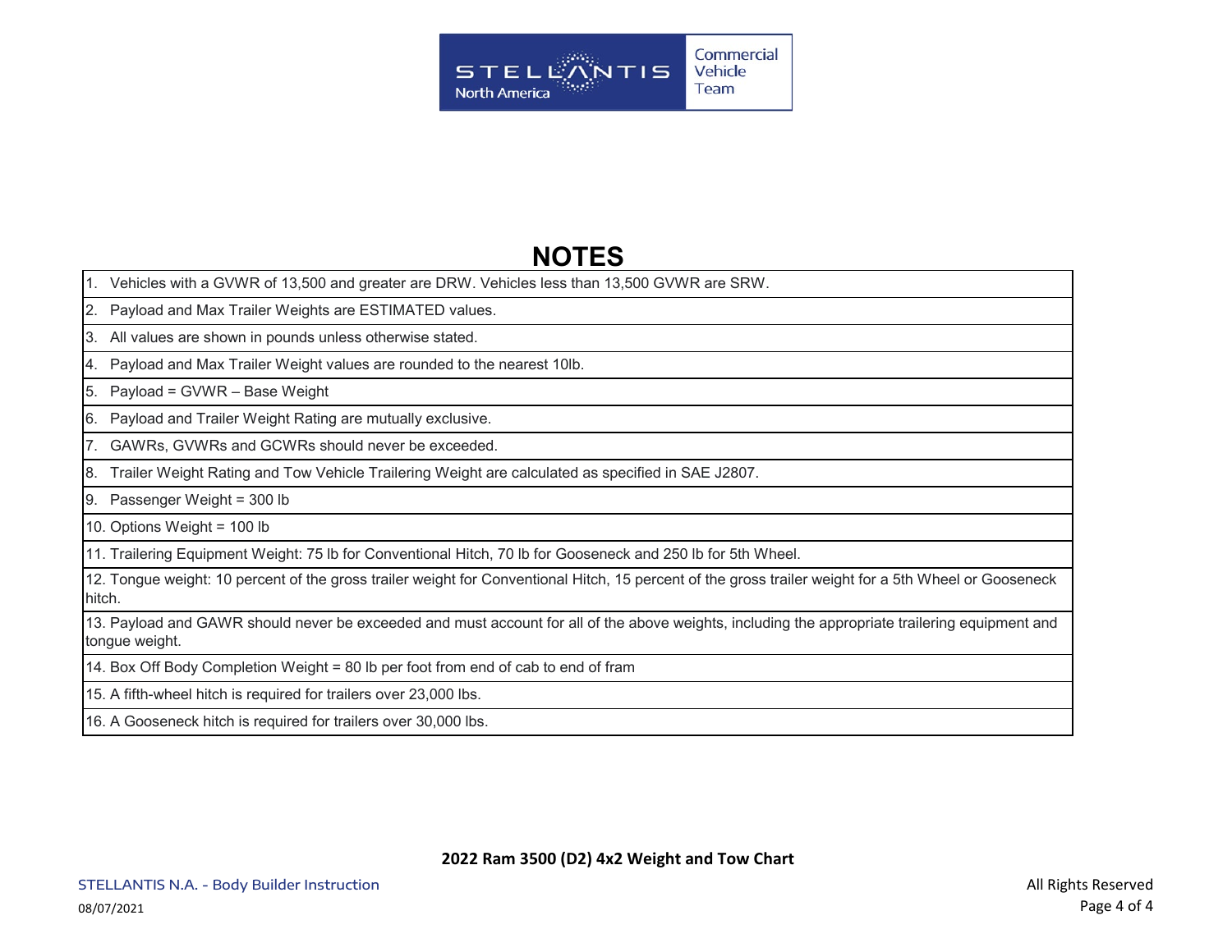# NOTES

| |
|---|
| 1. Vehicles with a GVWR of 13,500 and greater are DRW. Vehicles less than 13,500 GVWR are SRW. |
| 2. Payload and Max Trailer Weights are ESTIMATED values. |
| 3. All values are shown in pounds unless otherwise stated. |
| 4. Payload and Max Trailer Weight values are rounded to the nearest 10lb. |
| 5. Payload = GVWR – Base Weight |
| 6. Payload and Trailer Weight Rating are mutually exclusive. |
| 7. GAWRs, GVWRs and GCWRs should never be exceeded. |
| 8. Trailer Weight Rating and Tow Vehicle Trailering Weight are calculated as specified in SAE J2807. |
| 9. Passenger Weight = 300 lb |
| 10. Options Weight = 100 lb |
| 11. Trailering Equipment Weight: 75 lb for Conventional Hitch, 70 lb for Gooseneck and 250 lb for 5th Wheel. |
| 12. Tongue weight: 10 percent of the gross trailer weight for Conventional Hitch, 15 percent of the gross trailer weight for a 5th Wheel or Gooseneck hitch. |
| 13. Payload and GAWR should never be exceeded and must account for all of the above weights, including the appropriate trailering equipment and tongue weight. |
| 14. Box Off Body Completion Weight = 80 lb per foot from end of cab to end of fram |
| 15. A fifth-wheel hitch is required for trailers over 23,000 lbs. |
| 16. A Gooseneck hitch is required for trailers over 30,000 lbs. |

**2022 Ram 3500 (D2) 4x2 Weight and Tow Chart**